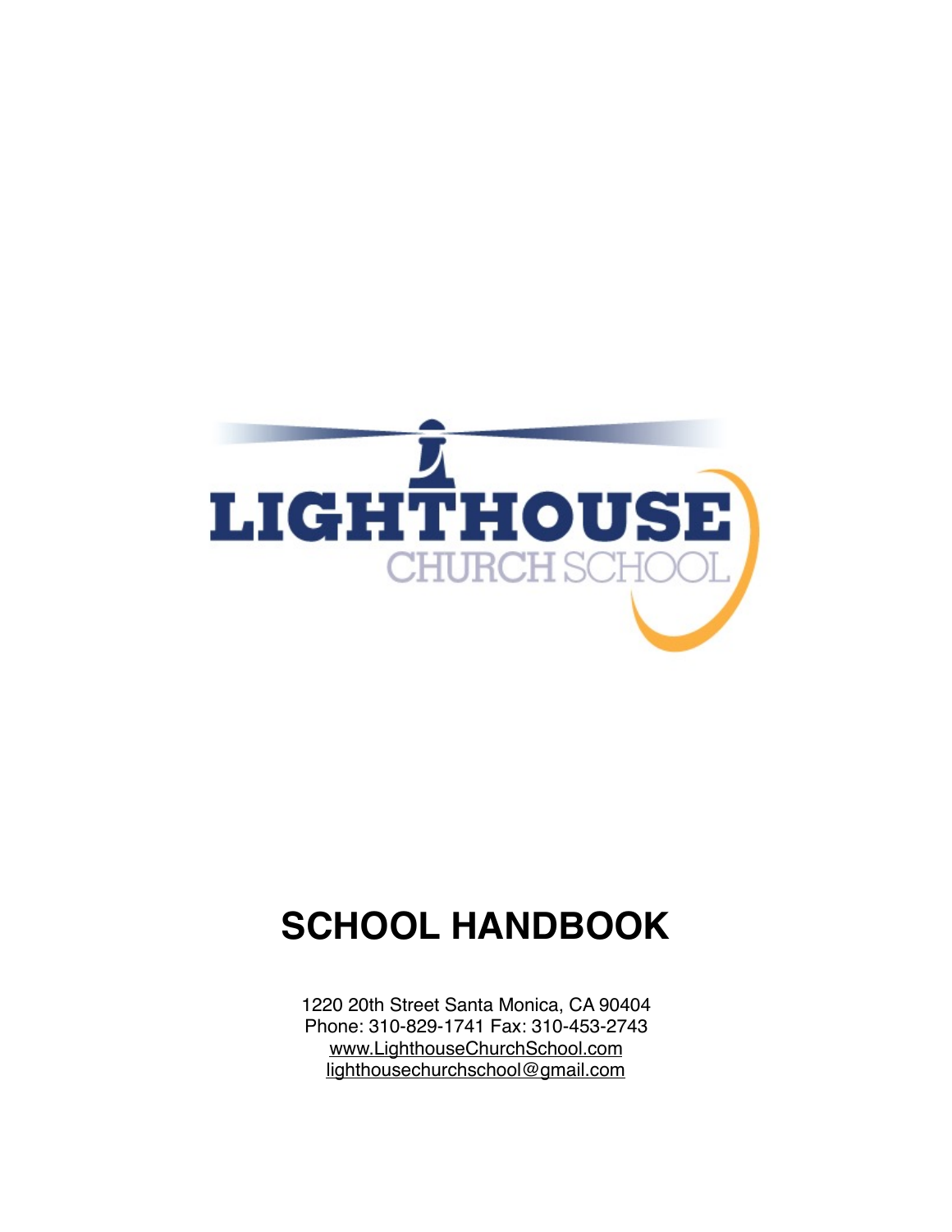LIGHTHOUSE

CHURCH SCHOOL

# SCHOOL HANDBOOK

1220 20th Street Santa Monica, CA 90404
Phone: 310-829-1741 Fax: 310-453-2743
www.LighthouseChurchSchool.com
lighthousechurchschool@gmail.com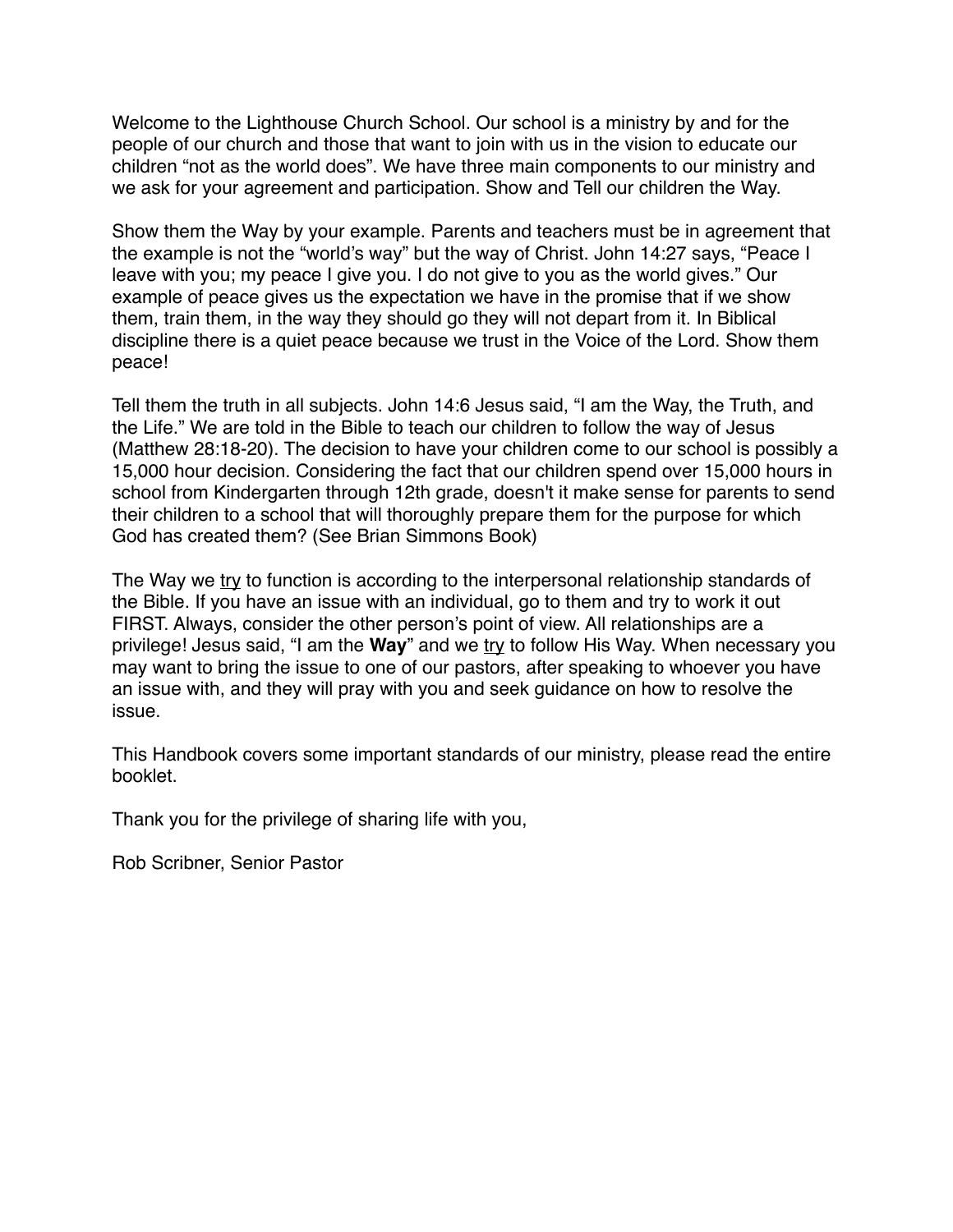Welcome to the Lighthouse Church School. Our school is a ministry by and for the people of our church and those that want to join with us in the vision to educate our children "not as the world does". We have three main components to our ministry and we ask for your agreement and participation. Show and Tell our children the Way.

Show them the Way by your example. Parents and teachers must be in agreement that the example is not the "world's way" but the way of Christ. John 14:27 says, "Peace I leave with you; my peace I give you. I do not give to you as the world gives." Our example of peace gives us the expectation we have in the promise that if we show them, train them, in the way they should go they will not depart from it. In Biblical discipline there is a quiet peace because we trust in the Voice of the Lord. Show them peace!

Tell them the truth in all subjects. John 14:6 Jesus said, "I am the Way, the Truth, and the Life." We are told in the Bible to teach our children to follow the way of Jesus (Matthew 28:18-20). The decision to have your children come to our school is possibly a 15,000 hour decision. Considering the fact that our children spend over 15,000 hours in school from Kindergarten through 12th grade, doesn't it make sense for parents to send their children to a school that will thoroughly prepare them for the purpose for which God has created them? (See Brian Simmons Book)

The Way we <u>try</u> to function is according to the interpersonal relationship standards of the Bible. If you have an issue with an individual, go to them and try to work it out FIRST. Always, consider the other person's point of view. All relationships are a privilege! Jesus said, "I am the **Way**" and we <u>try</u> to follow His Way. When necessary you may want to bring the issue to one of our pastors, after speaking to whoever you have an issue with, and they will pray with you and seek guidance on how to resolve the issue.

This Handbook covers some important standards of our ministry, please read the entire booklet.

Thank you for the privilege of sharing life with you,

Rob Scribner, Senior Pastor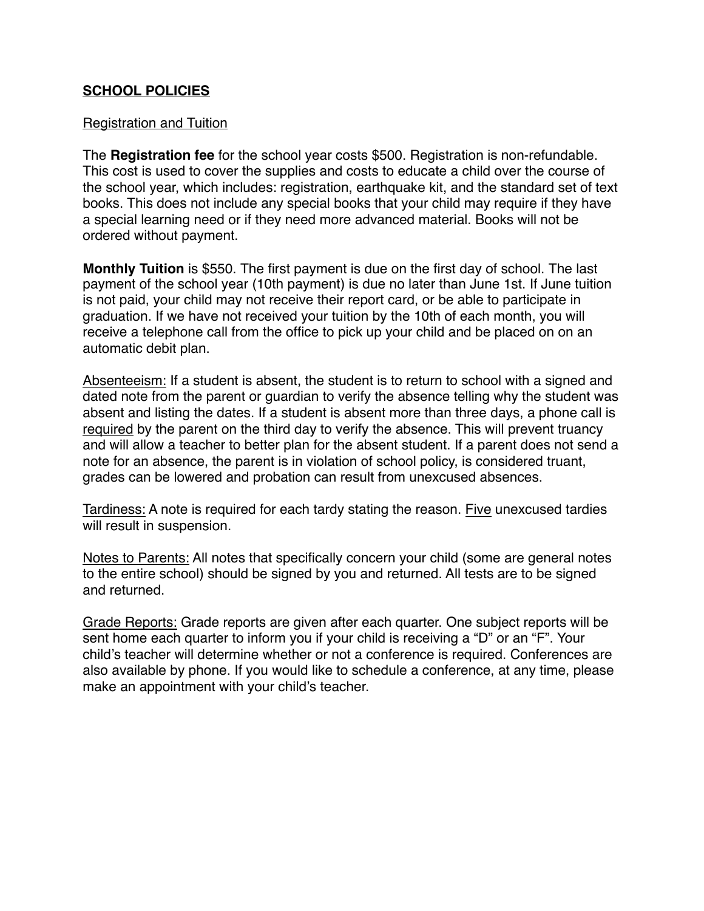## SCHOOL POLICIES

### Registration and Tuition

The **Registration fee** for the school year costs $500. Registration is non-refundable. This cost is used to cover the supplies and costs to educate a child over the course of the school year, which includes: registration, earthquake kit, and the standard set of text books. This does not include any special books that your child may require if they have a special learning need or if they need more advanced material. Books will not be ordered without payment.

**Monthly Tuition** is $550. The first payment is due on the first day of school. The last payment of the school year (10th payment) is due no later than June 1st. If June tuition is not paid, your child may not receive their report card, or be able to participate in graduation. If we have not received your tuition by the 10th of each month, you will receive a telephone call from the office to pick up your child and be placed on on an automatic debit plan.

Absenteeism: If a student is absent, the student is to return to school with a signed and dated note from the parent or guardian to verify the absence telling why the student was absent and listing the dates. If a student is absent more than three days, a phone call is required by the parent on the third day to verify the absence. This will prevent truancy and will allow a teacher to better plan for the absent student. If a parent does not send a note for an absence, the parent is in violation of school policy, is considered truant, grades can be lowered and probation can result from unexcused absences.

Tardiness: A note is required for each tardy stating the reason. Five unexcused tardies will result in suspension.

Notes to Parents: All notes that specifically concern your child (some are general notes to the entire school) should be signed by you and returned. All tests are to be signed and returned.

Grade Reports: Grade reports are given after each quarter. One subject reports will be sent home each quarter to inform you if your child is receiving a "D" or an "F". Your child's teacher will determine whether or not a conference is required. Conferences are also available by phone. If you would like to schedule a conference, at any time, please make an appointment with your child's teacher.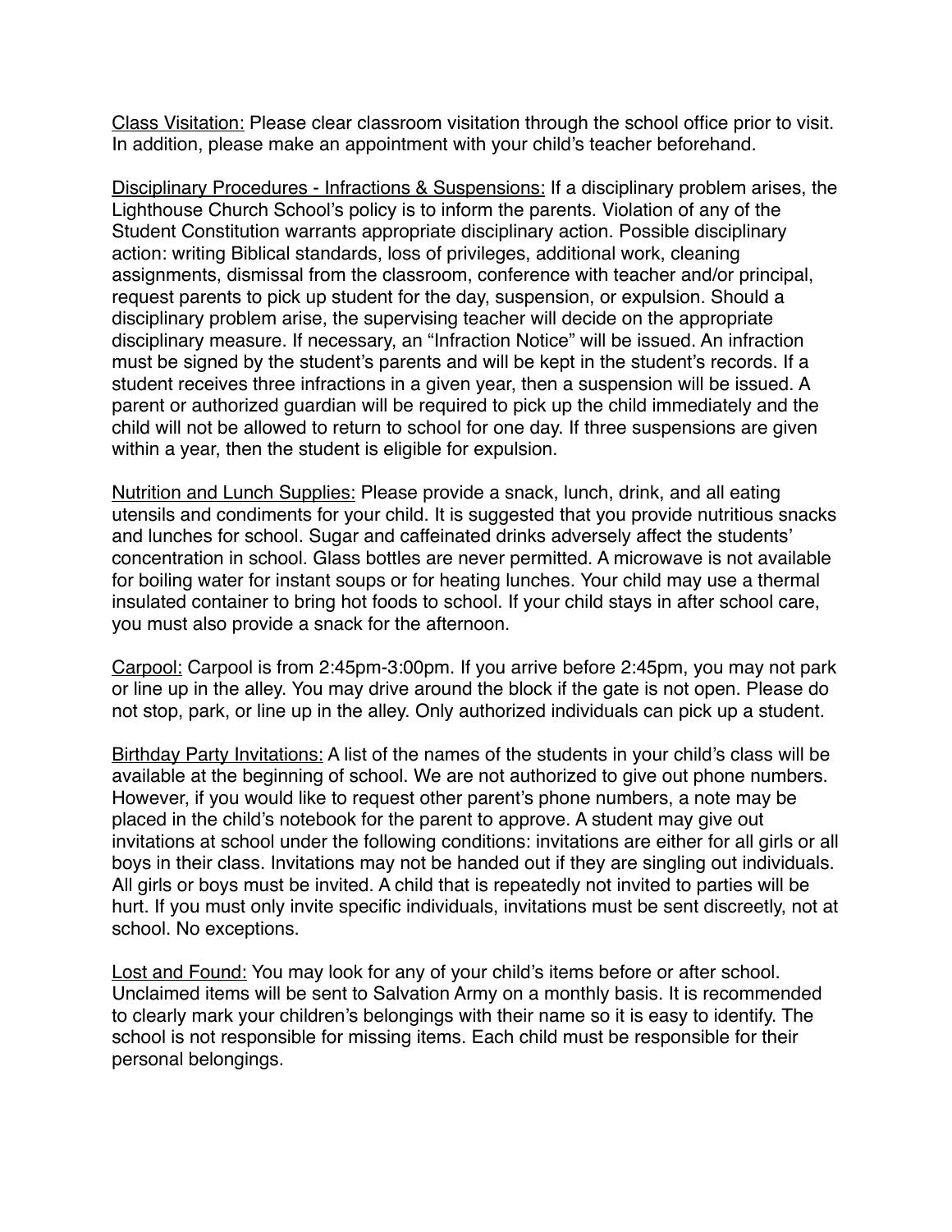<u>Class Visitation:</u> Please clear classroom visitation through the school office prior to visit. In addition, please make an appointment with your child's teacher beforehand.

<u>Disciplinary Procedures - Infractions & Suspensions:</u> If a disciplinary problem arises, the Lighthouse Church School's policy is to inform the parents. Violation of any of the Student Constitution warrants appropriate disciplinary action. Possible disciplinary action: writing Biblical standards, loss of privileges, additional work, cleaning assignments, dismissal from the classroom, conference with teacher and/or principal, request parents to pick up student for the day, suspension, or expulsion. Should a disciplinary problem arise, the supervising teacher will decide on the appropriate disciplinary measure. If necessary, an "Infraction Notice" will be issued. An infraction must be signed by the student's parents and will be kept in the student's records. If a student receives three infractions in a given year, then a suspension will be issued. A parent or authorized guardian will be required to pick up the child immediately and the child will not be allowed to return to school for one day. If three suspensions are given within a year, then the student is eligible for expulsion.

<u>Nutrition and Lunch Supplies:</u> Please provide a snack, lunch, drink, and all eating utensils and condiments for your child. It is suggested that you provide nutritious snacks and lunches for school. Sugar and caffeinated drinks adversely affect the students' concentration in school. Glass bottles are never permitted. A microwave is not available for boiling water for instant soups or for heating lunches. Your child may use a thermal insulated container to bring hot foods to school. If your child stays in after school care, you must also provide a snack for the afternoon.

<u>Carpool:</u> Carpool is from 2:45pm-3:00pm. If you arrive before 2:45pm, you may not park or line up in the alley. You may drive around the block if the gate is not open. Please do not stop, park, or line up in the alley. Only authorized individuals can pick up a student.

<u>Birthday Party Invitations:</u> A list of the names of the students in your child's class will be available at the beginning of school. We are not authorized to give out phone numbers. However, if you would like to request other parent's phone numbers, a note may be placed in the child's notebook for the parent to approve. A student may give out invitations at school under the following conditions: invitations are either for all girls or all boys in their class. Invitations may not be handed out if they are singling out individuals. All girls or boys must be invited. A child that is repeatedly not invited to parties will be hurt. If you must only invite specific individuals, invitations must be sent discreetly, not at school. No exceptions.

<u>Lost and Found:</u> You may look for any of your child's items before or after school. Unclaimed items will be sent to Salvation Army on a monthly basis. It is recommended to clearly mark your children's belongings with their name so it is easy to identify. The school is not responsible for missing items. Each child must be responsible for their personal belongings.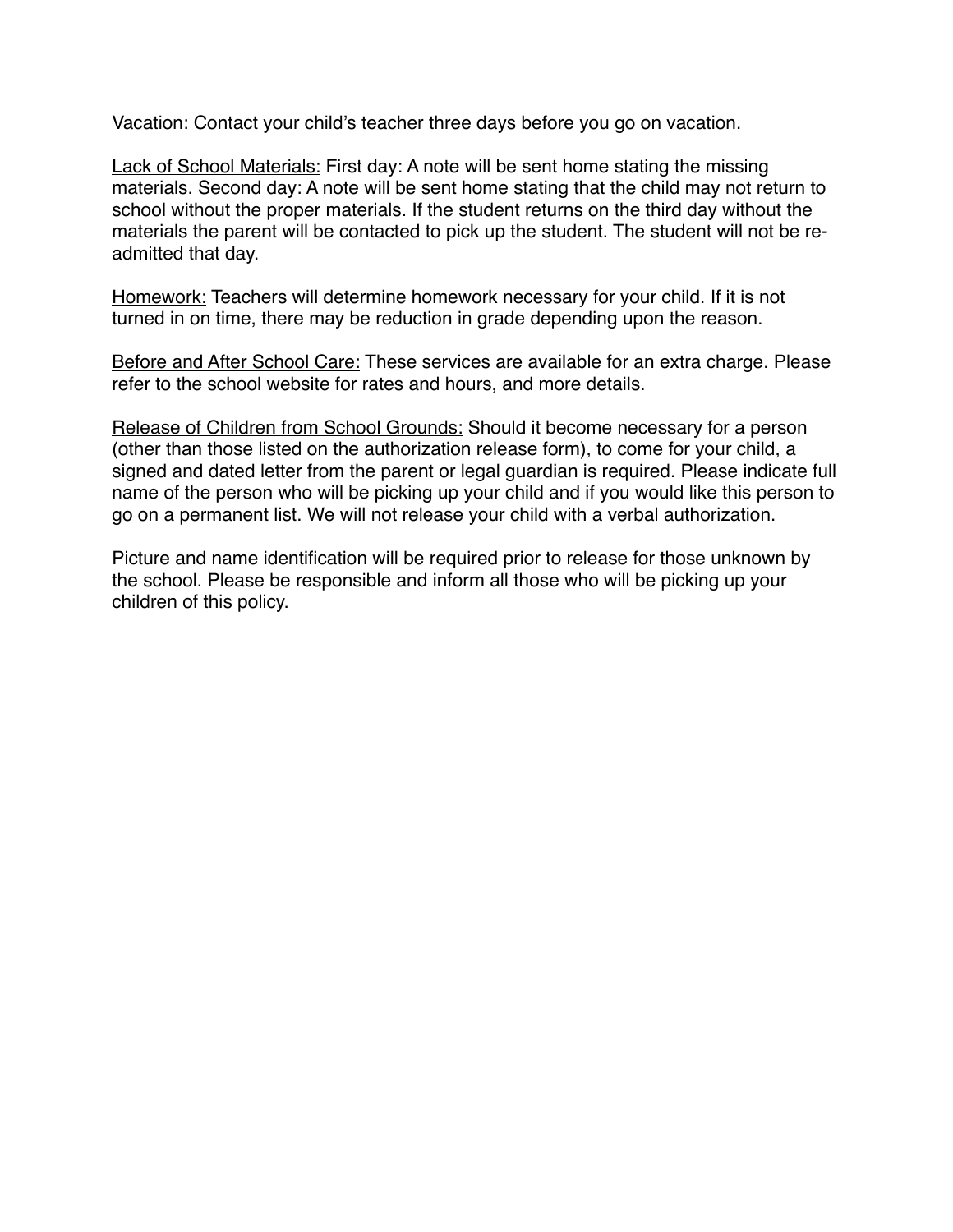<u>Vacation:</u> Contact your child's teacher three days before you go on vacation.

<u>Lack of School Materials:</u> First day: A note will be sent home stating the missing materials. Second day: A note will be sent home stating that the child may not return to school without the proper materials. If the student returns on the third day without the materials the parent will be contacted to pick up the student. The student will not be re-admitted that day.

<u>Homework:</u> Teachers will determine homework necessary for your child. If it is not turned in on time, there may be reduction in grade depending upon the reason.

<u>Before and After School Care:</u> These services are available for an extra charge. Please refer to the school website for rates and hours, and more details.

<u>Release of Children from School Grounds:</u> Should it become necessary for a person (other than those listed on the authorization release form), to come for your child, a signed and dated letter from the parent or legal guardian is required. Please indicate full name of the person who will be picking up your child and if you would like this person to go on a permanent list. We will not release your child with a verbal authorization.

Picture and name identification will be required prior to release for those unknown by the school. Please be responsible and inform all those who will be picking up your children of this policy.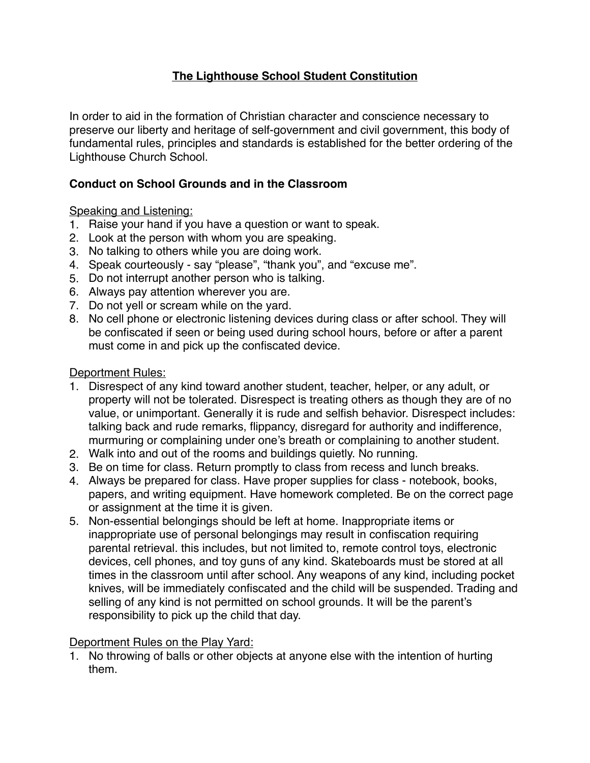# The Lighthouse School Student Constitution

In order to aid in the formation of Christian character and conscience necessary to preserve our liberty and heritage of self-government and civil government, this body of fundamental rules, principles and standards is established for the better ordering of the Lighthouse Church School.

### Conduct on School Grounds and in the Classroom

Speaking and Listening:

1. Raise your hand if you have a question or want to speak.
2. Look at the person with whom you are speaking.
3. No talking to others while you are doing work.
4. Speak courteously - say “please”, “thank you”, and “excuse me”.
5. Do not interrupt another person who is talking.
6. Always pay attention wherever you are.
7. Do not yell or scream while on the yard.
8. No cell phone or electronic listening devices during class or after school. They will be confiscated if seen or being used during school hours, before or after a parent must come in and pick up the confiscated device.

Deportment Rules:

1. Disrespect of any kind toward another student, teacher, helper, or any adult, or property will not be tolerated. Disrespect is treating others as though they are of no value, or unimportant. Generally it is rude and selfish behavior. Disrespect includes: talking back and rude remarks, flippancy, disregard for authority and indifference, murmuring or complaining under one’s breath or complaining to another student.
2. Walk into and out of the rooms and buildings quietly. No running.
3. Be on time for class. Return promptly to class from recess and lunch breaks.
4. Always be prepared for class. Have proper supplies for class - notebook, books, papers, and writing equipment. Have homework completed. Be on the correct page or assignment at the time it is given.
5. Non-essential belongings should be left at home. Inappropriate items or inappropriate use of personal belongings may result in confiscation requiring parental retrieval. this includes, but not limited to, remote control toys, electronic devices, cell phones, and toy guns of any kind. Skateboards must be stored at all times in the classroom until after school. Any weapons of any kind, including pocket knives, will be immediately confiscated and the child will be suspended. Trading and selling of any kind is not permitted on school grounds. It will be the parent’s responsibility to pick up the child that day.

Deportment Rules on the Play Yard:

1. No throwing of balls or other objects at anyone else with the intention of hurting them.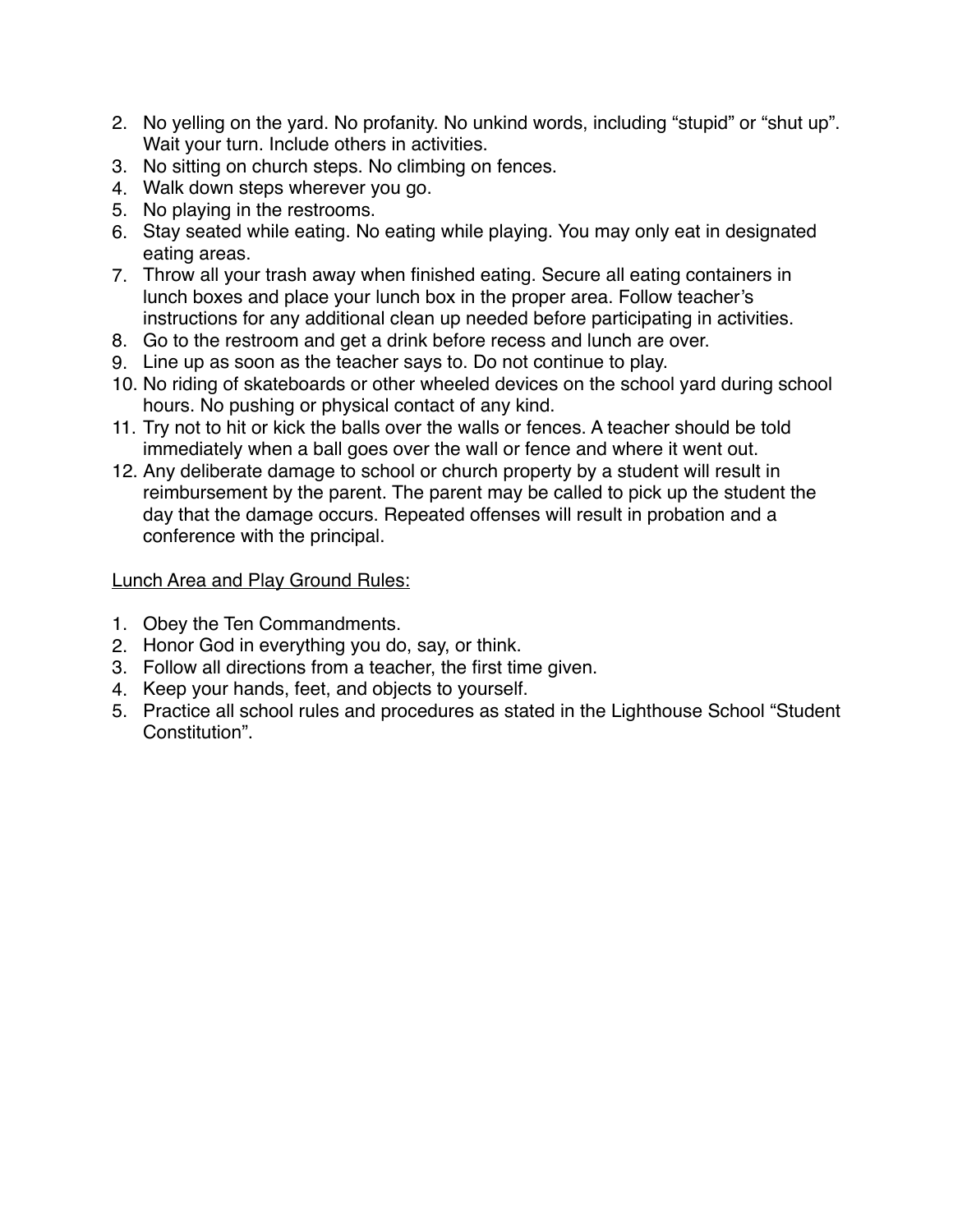2. No yelling on the yard. No profanity. No unkind words, including “stupid” or “shut up”. Wait your turn. Include others in activities.
3. No sitting on church steps. No climbing on fences.
4. Walk down steps wherever you go.
5. No playing in the restrooms.
6. Stay seated while eating. No eating while playing. You may only eat in designated eating areas.
7. Throw all your trash away when finished eating. Secure all eating containers in lunch boxes and place your lunch box in the proper area. Follow teacher’s instructions for any additional clean up needed before participating in activities.
8. Go to the restroom and get a drink before recess and lunch are over.
9. Line up as soon as the teacher says to. Do not continue to play.
10. No riding of skateboards or other wheeled devices on the school yard during school hours. No pushing or physical contact of any kind.
11. Try not to hit or kick the balls over the walls or fences. A teacher should be told immediately when a ball goes over the wall or fence and where it went out.
12. Any deliberate damage to school or church property by a student will result in reimbursement by the parent. The parent may be called to pick up the student the day that the damage occurs. Repeated offenses will result in probation and a conference with the principal.

<u>Lunch Area and Play Ground Rules:</u>

1. Obey the Ten Commandments.
2. Honor God in everything you do, say, or think.
3. Follow all directions from a teacher, the first time given.
4. Keep your hands, feet, and objects to yourself.
5. Practice all school rules and procedures as stated in the Lighthouse School “Student Constitution”.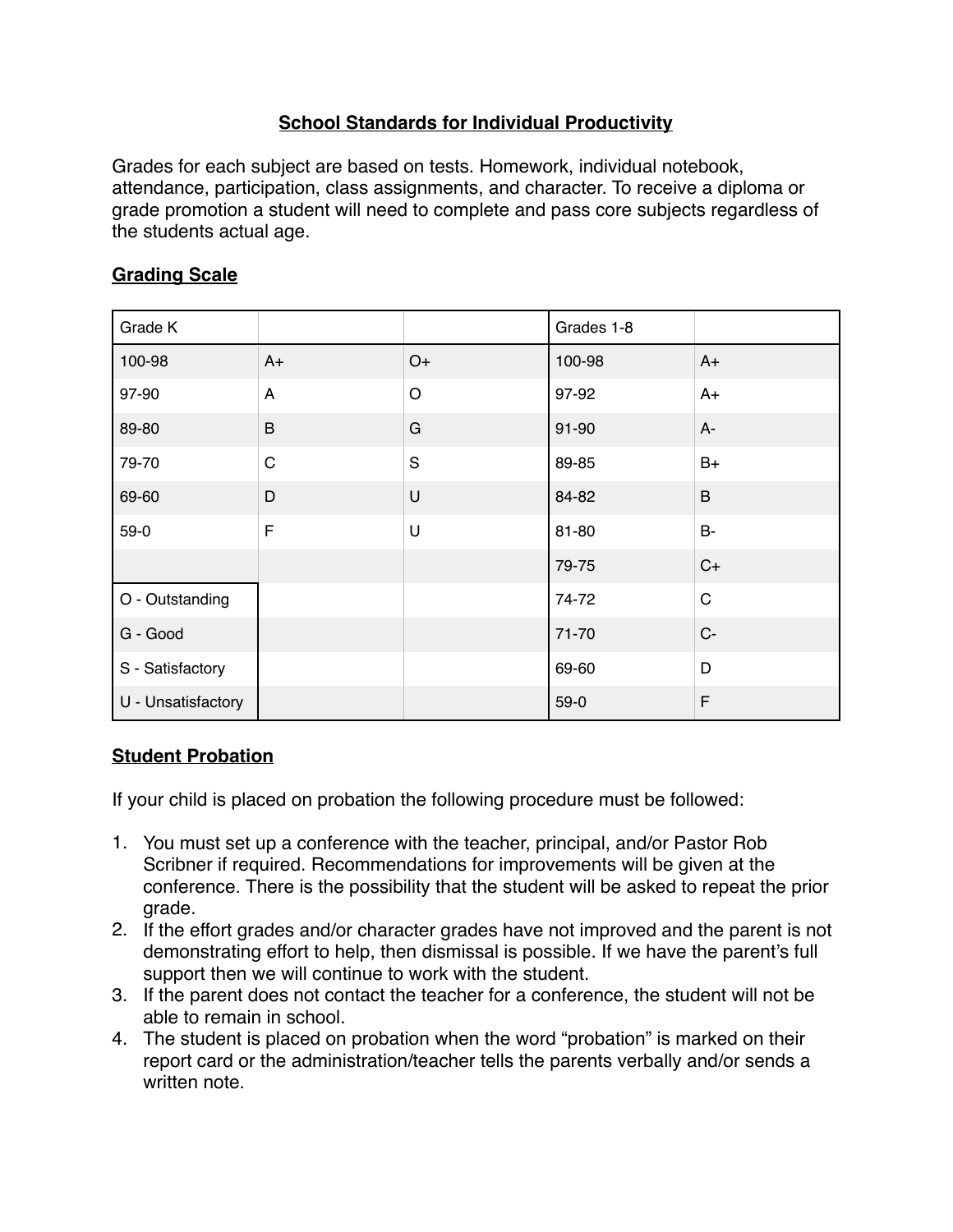## School Standards for Individual Productivity

Grades for each subject are based on tests. Homework, individual notebook, attendance, participation, class assignments, and character. To receive a diploma or grade promotion a student will need to complete and pass core subjects regardless of the students actual age.

### Grading Scale

| Grade K | | | Grades 1-8 | |
|---|---|---|---|---|
| 100-98 | A+ | O+ | 100-98 | A+ |
| 97-90 | A | O | 97-92 | A+ |
| 89-80 | B | G | 91-90 | A- |
| 79-70 | C | S | 89-85 | B+ |
| 69-60 | D | U | 84-82 | B |
| 59-0 | F | U | 81-80 | B- |
| | | | 79-75 | C+ |
| O - Outstanding | | | 74-72 | C |
| G - Good | | | 71-70 | C- |
| S - Satisfactory | | | 69-60 | D |
| U - Unsatisfactory | | | 59-0 | F |

### Student Probation

If your child is placed on probation the following procedure must be followed:

1. You must set up a conference with the teacher, principal, and/or Pastor Rob Scribner if required. Recommendations for improvements will be given at the conference. There is the possibility that the student will be asked to repeat the prior grade.
2. If the effort grades and/or character grades have not improved and the parent is not demonstrating effort to help, then dismissal is possible. If we have the parent's full support then we will continue to work with the student.
3. If the parent does not contact the teacher for a conference, the student will not be able to remain in school.
4. The student is placed on probation when the word "probation" is marked on their report card or the administration/teacher tells the parents verbally and/or sends a written note.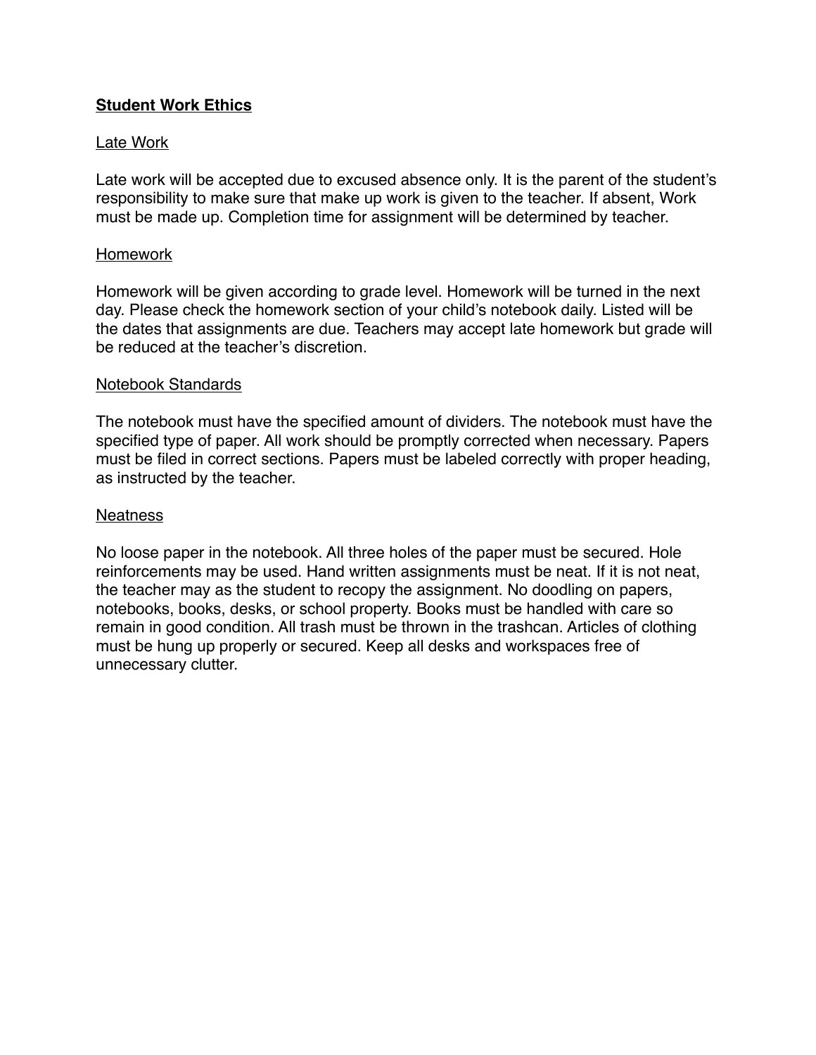## Student Work Ethics

### Late Work

Late work will be accepted due to excused absence only. It is the parent of the student's responsibility to make sure that make up work is given to the teacher. If absent, Work must be made up. Completion time for assignment will be determined by teacher.

### Homework

Homework will be given according to grade level. Homework will be turned in the next day. Please check the homework section of your child's notebook daily. Listed will be the dates that assignments are due. Teachers may accept late homework but grade will be reduced at the teacher's discretion.

### Notebook Standards

The notebook must have the specified amount of dividers. The notebook must have the specified type of paper. All work should be promptly corrected when necessary. Papers must be filed in correct sections. Papers must be labeled correctly with proper heading, as instructed by the teacher.

### Neatness

No loose paper in the notebook. All three holes of the paper must be secured. Hole reinforcements may be used. Hand written assignments must be neat. If it is not neat, the teacher may as the student to recopy the assignment. No doodling on papers, notebooks, books, desks, or school property. Books must be handled with care so remain in good condition. All trash must be thrown in the trashcan. Articles of clothing must be hung up properly or secured. Keep all desks and workspaces free of unnecessary clutter.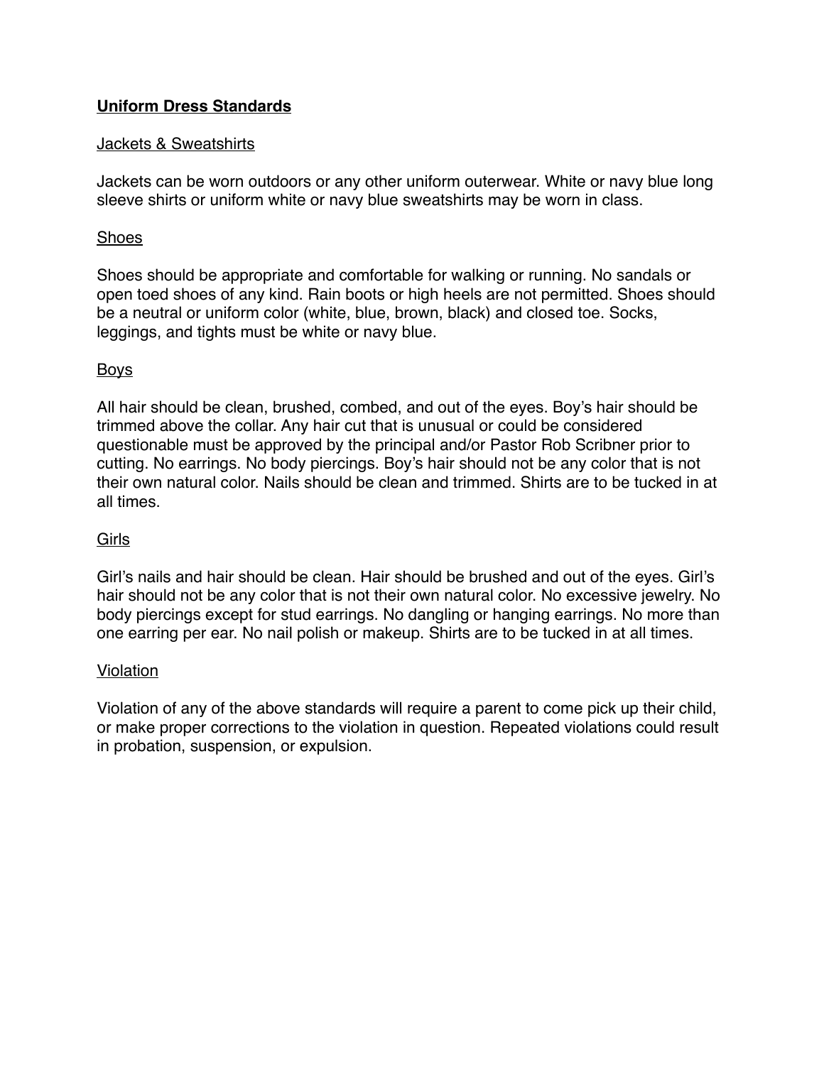## **Uniform Dress Standards**

### Jackets & Sweatshirts

Jackets can be worn outdoors or any other uniform outerwear. White or navy blue long sleeve shirts or uniform white or navy blue sweatshirts may be worn in class.

### Shoes

Shoes should be appropriate and comfortable for walking or running. No sandals or open toed shoes of any kind. Rain boots or high heels are not permitted. Shoes should be a neutral or uniform color (white, blue, brown, black) and closed toe. Socks, leggings, and tights must be white or navy blue.

### Boys

All hair should be clean, brushed, combed, and out of the eyes. Boy's hair should be trimmed above the collar. Any hair cut that is unusual or could be considered questionable must be approved by the principal and/or Pastor Rob Scribner prior to cutting. No earrings. No body piercings. Boy's hair should not be any color that is not their own natural color. Nails should be clean and trimmed. Shirts are to be tucked in at all times.

### Girls

Girl's nails and hair should be clean. Hair should be brushed and out of the eyes. Girl's hair should not be any color that is not their own natural color. No excessive jewelry. No body piercings except for stud earrings. No dangling or hanging earrings. No more than one earring per ear. No nail polish or makeup. Shirts are to be tucked in at all times.

### Violation

Violation of any of the above standards will require a parent to come pick up their child, or make proper corrections to the violation in question. Repeated violations could result in probation, suspension, or expulsion.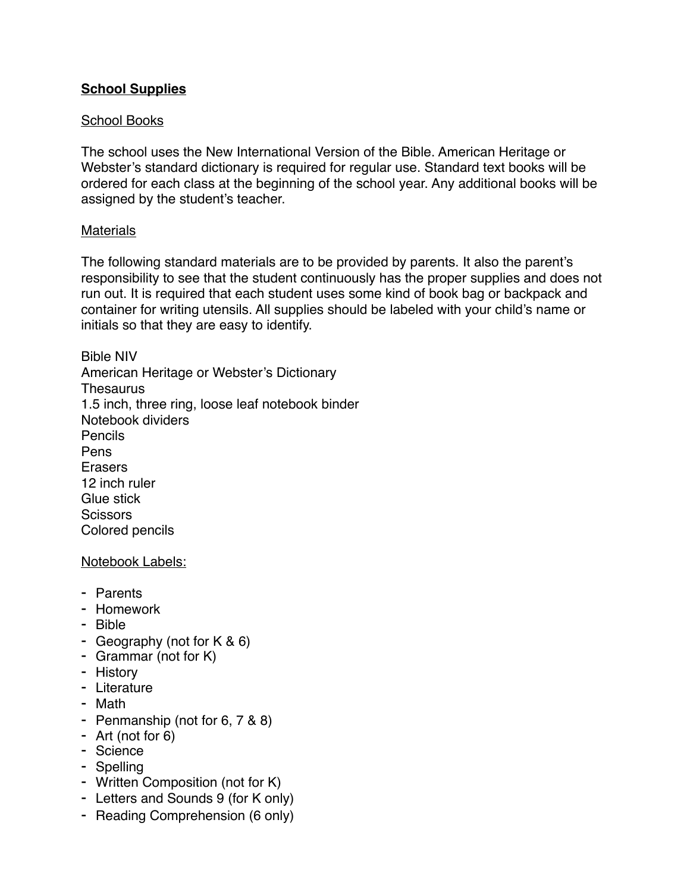## **School Supplies**

School Books

The school uses the New International Version of the Bible. American Heritage or Webster's standard dictionary is required for regular use. Standard text books will be ordered for each class at the beginning of the school year. Any additional books will be assigned by the student's teacher.

Materials

The following standard materials are to be provided by parents. It also the parent's responsibility to see that the student continuously has the proper supplies and does not run out. It is required that each student uses some kind of book bag or backpack and container for writing utensils. All supplies should be labeled with your child's name or initials so that they are easy to identify.

Bible NIV
American Heritage or Webster's Dictionary
Thesaurus
1.5 inch, three ring, loose leaf notebook binder
Notebook dividers
Pencils
Pens
Erasers
12 inch ruler
Glue stick
Scissors
Colored pencils

Notebook Labels:

- Parents
- Homework
- Bible
- Geography (not for K & 6)
- Grammar (not for K)
- History
- Literature
- Math
- Penmanship (not for 6, 7 & 8)
- Art (not for 6)
- Science
- Spelling
- Written Composition (not for K)
- Letters and Sounds 9 (for K only)
- Reading Comprehension (6 only)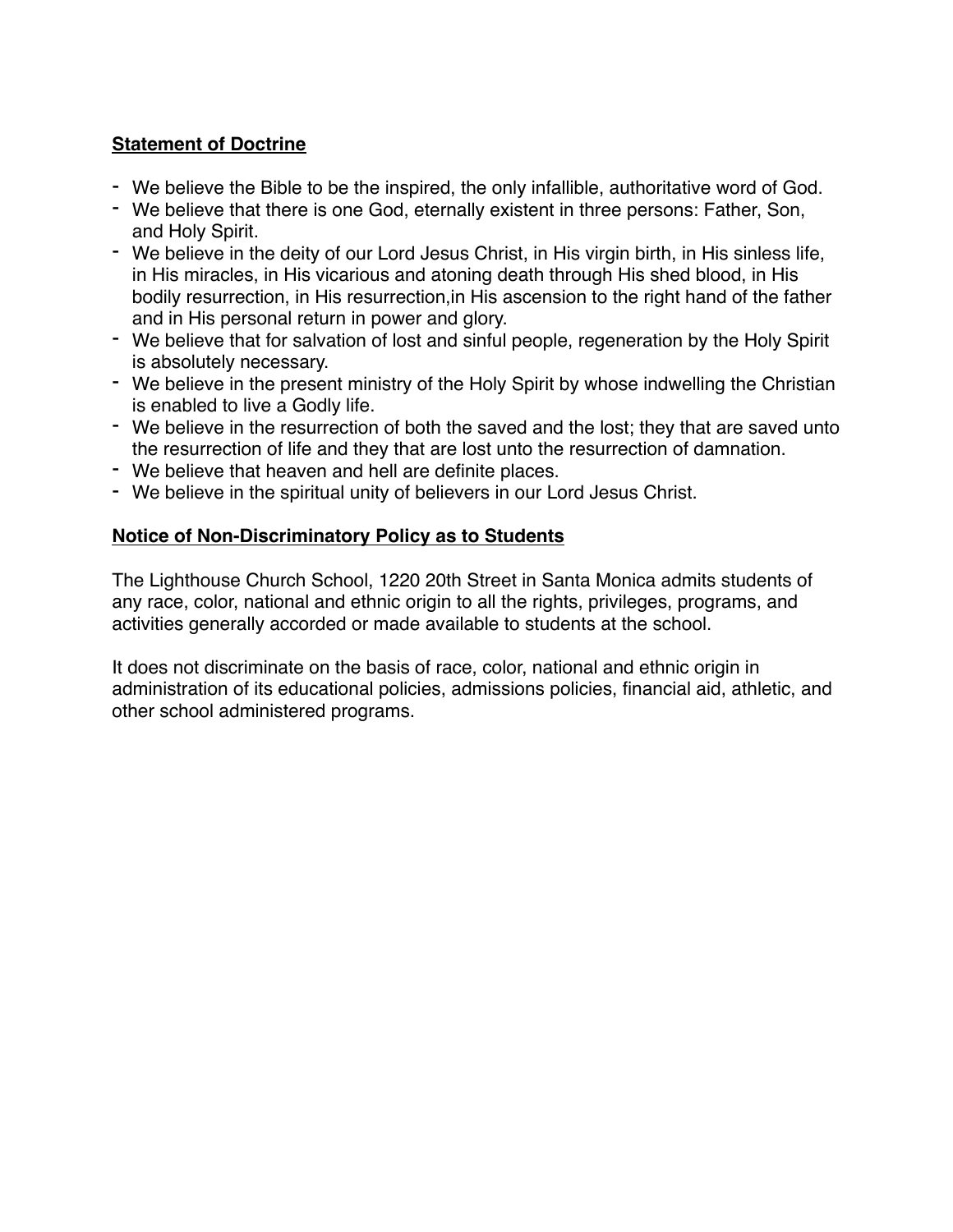**Statement of Doctrine**

- We believe the Bible to be the inspired, the only infallible, authoritative word of God.
- We believe that there is one God, eternally existent in three persons: Father, Son, and Holy Spirit.
- We believe in the deity of our Lord Jesus Christ, in His virgin birth, in His sinless life, in His miracles, in His vicarious and atoning death through His shed blood, in His bodily resurrection, in His resurrection,in His ascension to the right hand of the father and in His personal return in power and glory.
- We believe that for salvation of lost and sinful people, regeneration by the Holy Spirit is absolutely necessary.
- We believe in the present ministry of the Holy Spirit by whose indwelling the Christian is enabled to live a Godly life.
- We believe in the resurrection of both the saved and the lost; they that are saved unto the resurrection of life and they that are lost unto the resurrection of damnation.
- We believe that heaven and hell are definite places.
- We believe in the spiritual unity of believers in our Lord Jesus Christ.

**Notice of Non-Discriminatory Policy as to Students**

The Lighthouse Church School, 1220 20th Street in Santa Monica admits students of any race, color, national and ethnic origin to all the rights, privileges, programs, and activities generally accorded or made available to students at the school.

It does not discriminate on the basis of race, color, national and ethnic origin in administration of its educational policies, admissions policies, financial aid, athletic, and other school administered programs.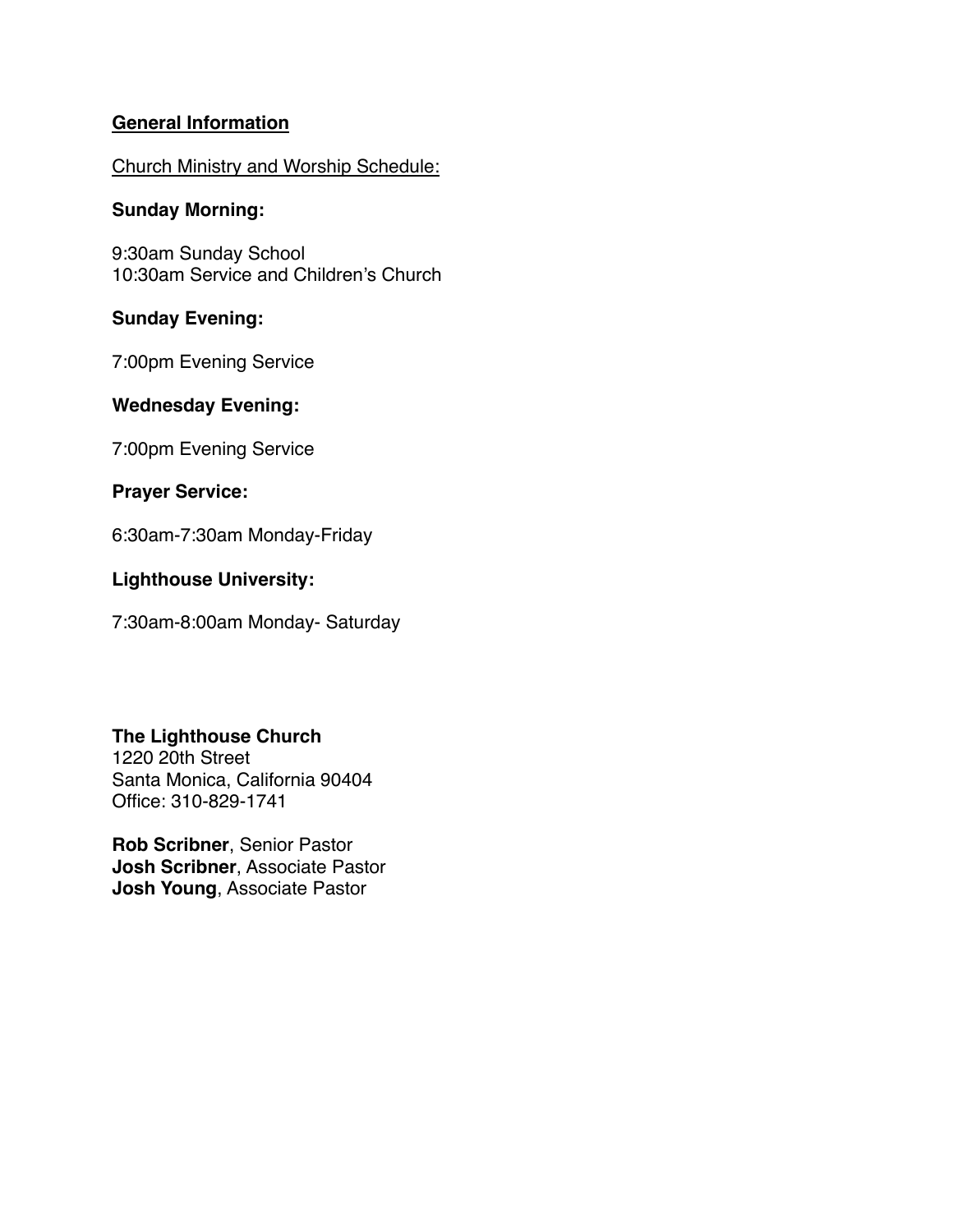## General Information

Church Ministry and Worship Schedule:

**Sunday Morning:**

9:30am Sunday School
10:30am Service and Children's Church

**Sunday Evening:**

7:00pm Evening Service

**Wednesday Evening:**

7:00pm Evening Service

**Prayer Service:**

6:30am-7:30am Monday-Friday

**Lighthouse University:**

7:30am-8:00am Monday- Saturday

**The Lighthouse Church**
1220 20th Street
Santa Monica, California 90404
Office: 310-829-1741

**Rob Scribner**, Senior Pastor
**Josh Scribner**, Associate Pastor
**Josh Young**, Associate Pastor